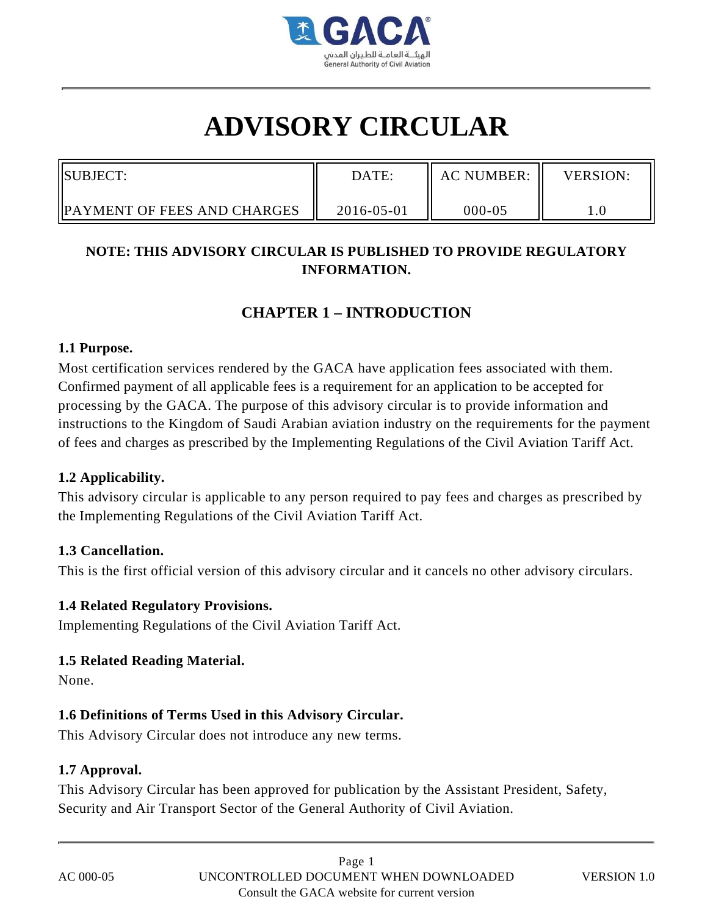# ADVISORY CIRCULAR

| SUBJECT: | DATE: | AC NUMBER: | VERSION: |
|---|---|---|---|
| PAYMENT OF FEES AND CHARGES | 2016-05-01 | 000-05 | 1.0 |

**NOTE: THIS ADVISORY CIRCULAR IS PUBLISHED TO PROVIDE REGULATORY INFORMATION.**

## CHAPTER 1 – INTRODUCTION

### 1.1 Purpose.

Most certification services rendered by the GACA have application fees associated with them. Confirmed payment of all applicable fees is a requirement for an application to be accepted for processing by the GACA. The purpose of this advisory circular is to provide information and instructions to the Kingdom of Saudi Arabian aviation industry on the requirements for the payment of fees and charges as prescribed by the Implementing Regulations of the Civil Aviation Tariff Act.

### 1.2 Applicability.

This advisory circular is applicable to any person required to pay fees and charges as prescribed by the Implementing Regulations of the Civil Aviation Tariff Act.

### 1.3 Cancellation.

This is the first official version of this advisory circular and it cancels no other advisory circulars.

### 1.4 Related Regulatory Provisions.

Implementing Regulations of the Civil Aviation Tariff Act.

### 1.5 Related Reading Material.

None.

### 1.6 Definitions of Terms Used in this Advisory Circular.

This Advisory Circular does not introduce any new terms.

### 1.7 Approval.

This Advisory Circular has been approved for publication by the Assistant President, Safety, Security and Air Transport Sector of the General Authority of Civil Aviation.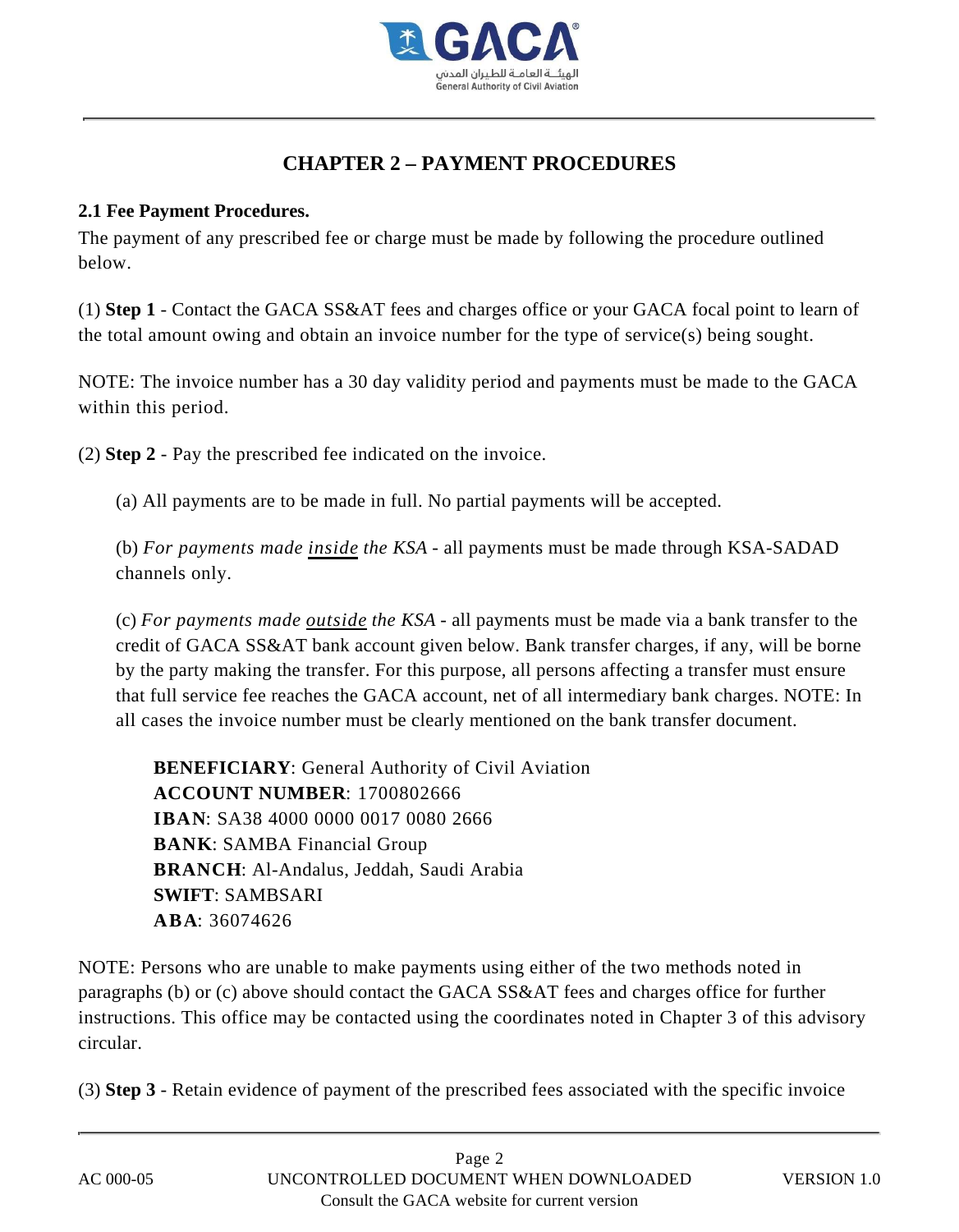## CHAPTER 2 – PAYMENT PROCEDURES

**2.1 Fee Payment Procedures.**

The payment of any prescribed fee or charge must be made by following the procedure outlined below.

(1) **Step 1** - Contact the GACA SS&AT fees and charges office or your GACA focal point to learn of the total amount owing and obtain an invoice number for the type of service(s) being sought.

NOTE: The invoice number has a 30 day validity period and payments must be made to the GACA within this period.

(2) **Step 2** - Pay the prescribed fee indicated on the invoice.

(a) All payments are to be made in full. No partial payments will be accepted.

(b) *For payments made inside the KSA* - all payments must be made through KSA-SADAD channels only.

(c) *For payments made outside the KSA* - all payments must be made via a bank transfer to the credit of GACA SS&AT bank account given below. Bank transfer charges, if any, will be borne by the party making the transfer. For this purpose, all persons affecting a transfer must ensure that full service fee reaches the GACA account, net of all intermediary bank charges. NOTE: In all cases the invoice number must be clearly mentioned on the bank transfer document.

**BENEFICIARY**: General Authority of Civil Aviation
**ACCOUNT NUMBER**: 1700802666
**IBAN**: SA38 4000 0000 0017 0080 2666
**BANK**: SAMBA Financial Group
**BRANCH**: Al-Andalus, Jeddah, Saudi Arabia
**SWIFT**: SAMBSARI
**ABA**: 36074626

NOTE: Persons who are unable to make payments using either of the two methods noted in paragraphs (b) or (c) above should contact the GACA SS&AT fees and charges office for further instructions. This office may be contacted using the coordinates noted in Chapter 3 of this advisory circular.

(3) **Step 3** - Retain evidence of payment of the prescribed fees associated with the specific invoice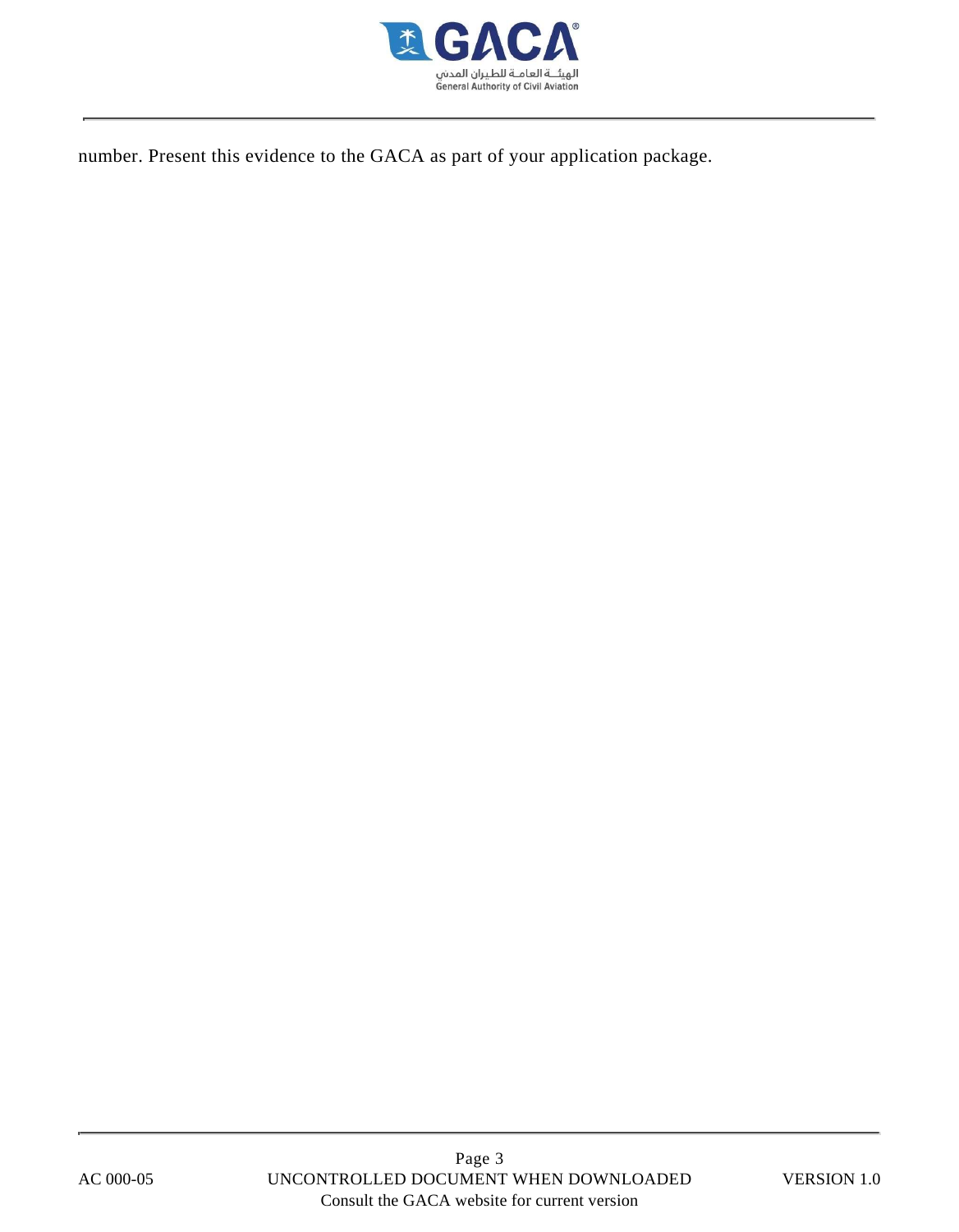number. Present this evidence to the GACA as part of your application package.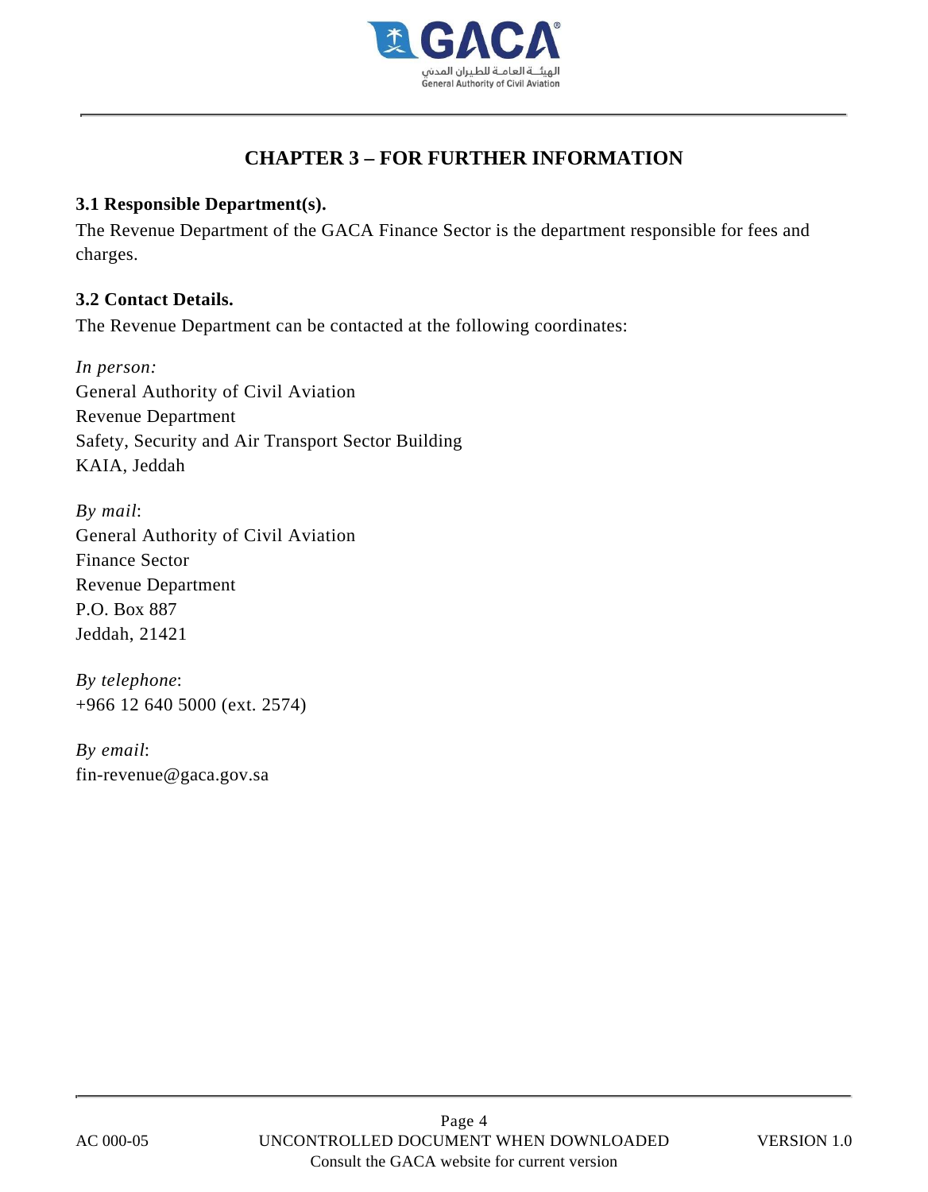# CHAPTER 3 – FOR FURTHER INFORMATION

**3.1 Responsible Department(s).**

The Revenue Department of the GACA Finance Sector is the department responsible for fees and charges.

**3.2 Contact Details.**

The Revenue Department can be contacted at the following coordinates:

*In person:*
General Authority of Civil Aviation
Revenue Department
Safety, Security and Air Transport Sector Building
KAIA, Jeddah

*By mail*:
General Authority of Civil Aviation
Finance Sector
Revenue Department
P.O. Box 887
Jeddah, 21421

*By telephone*:
+966 12 640 5000 (ext. 2574)

*By email*:
fin-revenue@gaca.gov.sa